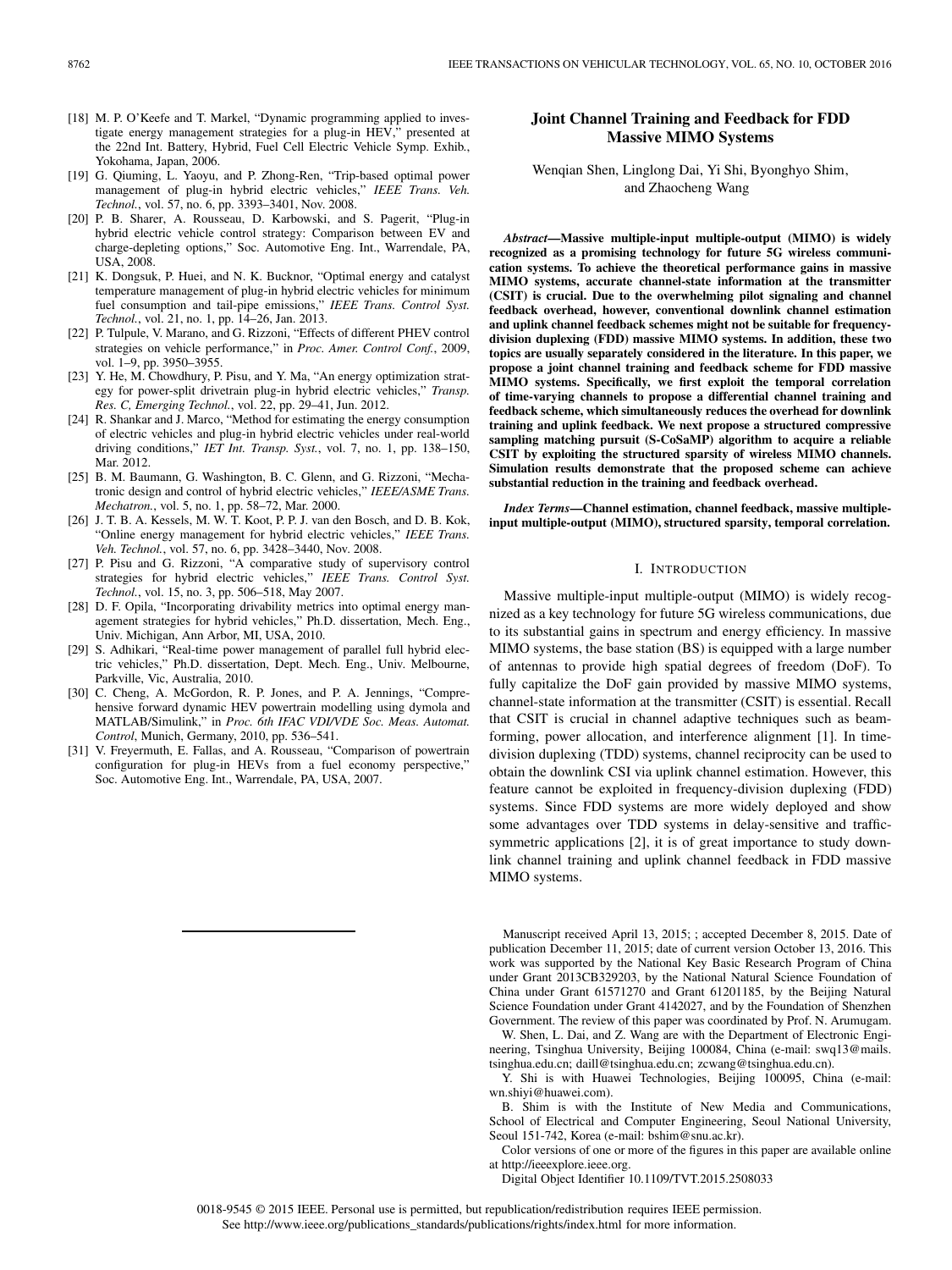[18] M. P. O'Keefe and T. Markel, "Dynamic programming applied to investigate energy management strategies for a plug-in HEV," presented at the 22nd Int. Battery, Hybrid, Fuel Cell Electric Vehicle Symp. Exhib., Yokohama, Japan, 2006.

[19] G. Qiuming, L. Yaoyu, and P. Zhong-Ren, "Trip-based optimal power management of plug-in hybrid electric vehicles," *IEEE Trans. Veh. Technol.*, vol. 57, no. 6, pp. 3393–3401, Nov. 2008.

[20] P. B. Sharer, A. Rousseau, D. Karbowski, and S. Pagerit, "Plug-in hybrid electric vehicle control strategy: Comparison between EV and charge-depleting options," Soc. Automotive Eng. Int., Warrendale, PA, USA, 2008.

[21] K. Dongsuk, P. Huei, and N. K. Bucknor, "Optimal energy and catalyst temperature management of plug-in hybrid electric vehicles for minimum fuel consumption and tail-pipe emissions," *IEEE Trans. Control Syst. Technol.*, vol. 21, no. 1, pp. 14–26, Jan. 2013.

[22] P. Tulpule, V. Marano, and G. Rizzoni, "Effects of different PHEV control strategies on vehicle performance," in *Proc. Amer. Control Conf.*, 2009, vol. 1–9, pp. 3950–3955.

[23] Y. He, M. Chowdhury, P. Pisu, and Y. Ma, "An energy optimization strategy for power-split drivetrain plug-in hybrid electric vehicles," *Transp. Res. C, Emerging Technol.*, vol. 22, pp. 29–41, Jun. 2012.

[24] R. Shankar and J. Marco, "Method for estimating the energy consumption of electric vehicles and plug-in hybrid electric vehicles under real-world driving conditions," *IET Int. Transp. Syst.*, vol. 7, no. 1, pp. 138–150, Mar. 2012.

[25] B. M. Baumann, G. Washington, B. C. Glenn, and G. Rizzoni, "Mechatronic design and control of hybrid electric vehicles," *IEEE/ASME Trans. Mechatron.*, vol. 5, no. 1, pp. 58–72, Mar. 2000.

[26] J. T. B. A. Kessels, M. W. T. Koot, P. P. J. van den Bosch, and D. B. Kok, "Online energy management for hybrid electric vehicles," *IEEE Trans. Veh. Technol.*, vol. 57, no. 6, pp. 3428–3440, Nov. 2008.

[27] P. Pisu and G. Rizzoni, "A comparative study of supervisory control strategies for hybrid electric vehicles," *IEEE Trans. Control Syst. Technol.*, vol. 15, no. 3, pp. 506–518, May 2007.

[28] D. F. Opila, "Incorporating drivability metrics into optimal energy management strategies for hybrid vehicles," Ph.D. dissertation, Mech. Eng., Univ. Michigan, Ann Arbor, MI, USA, 2010.

[29] S. Adhikari, "Real-time power management of parallel full hybrid electric vehicles," Ph.D. dissertation, Dept. Mech. Eng., Univ. Melbourne, Parkville, Vic, Australia, 2010.

[30] C. Cheng, A. McGordon, R. P. Jones, and P. A. Jennings, "Comprehensive forward dynamic HEV powertrain modelling using dymola and MATLAB/Simulink," in *Proc. 6th IFAC VDI/VDE Soc. Meas. Automat. Control*, Munich, Germany, 2010, pp. 536–541.

[31] V. Freyermuth, E. Fallas, and A. Rousseau, "Comparison of powertrain configuration for plug-in HEVs from a fuel economy perspective," Soc. Automotive Eng. Int., Warrendale, PA, USA, 2007.

# Joint Channel Training and Feedback for FDD Massive MIMO Systems

Wenqian Shen, Linglong Dai, Yi Shi, Byonghyo Shim, and Zhaocheng Wang

***Abstract*—Massive multiple-input multiple-output (MIMO) is widely recognized as a promising technology for future 5G wireless communication systems. To achieve the theoretical performance gains in massive MIMO systems, accurate channel-state information at the transmitter (CSIT) is crucial. Due to the overwhelming pilot signaling and channel feedback overhead, however, conventional downlink channel estimation and uplink channel feedback schemes might not be suitable for frequency-division duplexing (FDD) massive MIMO systems. In addition, these two topics are usually separately considered in the literature. In this paper, we propose a joint channel training and feedback scheme for FDD massive MIMO systems. Specifically, we first exploit the temporal correlation of time-varying channels to propose a differential channel training and feedback scheme, which simultaneously reduces the overhead for downlink training and uplink feedback. We next propose a structured compressive sampling matching pursuit (S-CoSaMP) algorithm to acquire a reliable CSIT by exploiting the structured sparsity of wireless MIMO channels. Simulation results demonstrate that the proposed scheme can achieve substantial reduction in the training and feedback overhead.**

***Index Terms*—Channel estimation, channel feedback, massive multiple-input multiple-output (MIMO), structured sparsity, temporal correlation.**

## I. Introduction

Massive multiple-input multiple-output (MIMO) is widely recognized as a key technology for future 5G wireless communications, due to its substantial gains in spectrum and energy efficiency. In massive MIMO systems, the base station (BS) is equipped with a large number of antennas to provide high spatial degrees of freedom (DoF). To fully capitalize the DoF gain provided by massive MIMO systems, channel-state information at the transmitter (CSIT) is essential. Recall that CSIT is crucial in channel adaptive techniques such as beamforming, power allocation, and interference alignment [1]. In time-division duplexing (TDD) systems, channel reciprocity can be used to obtain the downlink CSI via uplink channel estimation. However, this feature cannot be exploited in frequency-division duplexing (FDD) systems. Since FDD systems are more widely deployed and show some advantages over TDD systems in delay-sensitive and traffic-symmetric applications [2], it is of great importance to study downlink channel training and uplink channel feedback in FDD massive MIMO systems.

Manuscript received April 13, 2015; ; accepted December 8, 2015. Date of publication December 11, 2015; date of current version October 13, 2016. This work was supported by the National Key Basic Research Program of China under Grant 2013CB329203, by the National Natural Science Foundation of China under Grant 61571270 and Grant 61201185, by the Beijing Natural Science Foundation under Grant 4142027, and by the Foundation of Shenzhen Government. The review of this paper was coordinated by Prof. N. Arumugam.

W. Shen, L. Dai, and Z. Wang are with the Department of Electronic Engineering, Tsinghua University, Beijing 100084, China (e-mail: swq13@mails.tsinghua.edu.cn; daill@tsinghua.edu.cn; zcwang@tsinghua.edu.cn).

Y. Shi is with Huawei Technologies, Beijing 100095, China (e-mail: wn.shiyi@huawei.com).

B. Shim is with the Institute of New Media and Communications, School of Electrical and Computer Engineering, Seoul National University, Seoul 151-742, Korea (e-mail: bshim@snu.ac.kr).

Color versions of one or more of the figures in this paper are available online at http://ieeexplore.ieee.org.

Digital Object Identifier 10.1109/TVT.2015.2508033

0018-9545 © 2015 IEEE. Personal use is permitted, but republication/redistribution requires IEEE permission. See http://www.ieee.org/publications_standards/publications/rights/index.html for more information.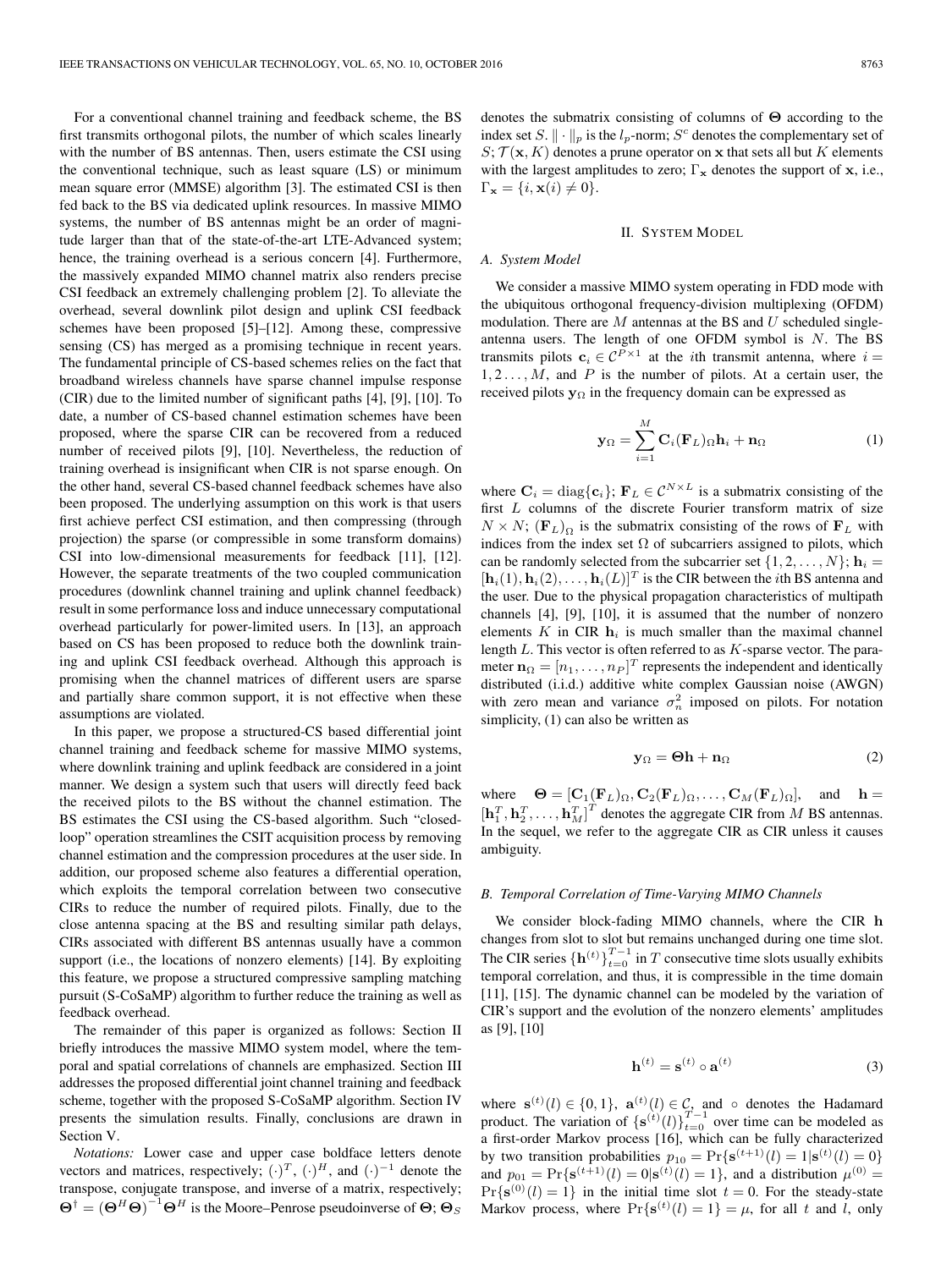For a conventional channel training and feedback scheme, the BS first transmits orthogonal pilots, the number of which scales linearly with the number of BS antennas. Then, users estimate the CSI using the conventional technique, such as least square (LS) or minimum mean square error (MMSE) algorithm [3]. The estimated CSI is then fed back to the BS via dedicated uplink resources. In massive MIMO systems, the number of BS antennas might be an order of magnitude larger than that of the state-of-the-art LTE-Advanced system; hence, the training overhead is a serious concern [4]. Furthermore, the massively expanded MIMO channel matrix also renders precise CSI feedback an extremely challenging problem [2]. To alleviate the overhead, several downlink pilot design and uplink CSI feedback schemes have been proposed [5]–[12]. Among these, compressive sensing (CS) has merged as a promising technique in recent years. The fundamental principle of CS-based schemes relies on the fact that broadband wireless channels have sparse channel impulse response (CIR) due to the limited number of significant paths [4], [9], [10]. To date, a number of CS-based channel estimation schemes have been proposed, where the sparse CIR can be recovered from a reduced number of received pilots [9], [10]. Nevertheless, the reduction of training overhead is insignificant when CIR is not sparse enough. On the other hand, several CS-based channel feedback schemes have also been proposed. The underlying assumption on this work is that users first achieve perfect CSI estimation, and then compressing (through projection) the sparse (or compressible in some transform domains) CSI into low-dimensional measurements for feedback [11], [12]. However, the separate treatments of the two coupled communication procedures (downlink channel training and uplink channel feedback) result in some performance loss and induce unnecessary computational overhead particularly for power-limited users. In [13], an approach based on CS has been proposed to reduce both the downlink training and uplink CSI feedback overhead. Although this approach is promising when the channel matrices of different users are sparse and partially share common support, it is not effective when these assumptions are violated.

In this paper, we propose a structured-CS based differential joint channel training and feedback scheme for massive MIMO systems, where downlink training and uplink feedback are considered in a joint manner. We design a system such that users will directly feed back the received pilots to the BS without the channel estimation. The BS estimates the CSI using the CS-based algorithm. Such "closed-loop" operation streamlines the CSIT acquisition process by removing channel estimation and the compression procedures at the user side. In addition, our proposed scheme also features a differential operation, which exploits the temporal correlation between two consecutive CIRs to reduce the number of required pilots. Finally, due to the close antenna spacing at the BS and resulting similar path delays, CIRs associated with different BS antennas usually have a common support (i.e., the locations of nonzero elements) [14]. By exploiting this feature, we propose a structured compressive sampling matching pursuit (S-CoSaMP) algorithm to further reduce the training as well as feedback overhead.

The remainder of this paper is organized as follows: Section II briefly introduces the massive MIMO system model, where the temporal and spatial correlations of channels are emphasized. Section III addresses the proposed differential joint channel training and feedback scheme, together with the proposed S-CoSaMP algorithm. Section IV presents the simulation results. Finally, conclusions are drawn in Section V.

*Notations:* Lower case and upper case boldface letters denote vectors and matrices, respectively; $(\cdot)^T$, $(\cdot)^H$, and $(\cdot)^{-1}$ denote the transpose, conjugate transpose, and inverse of a matrix, respectively; $\mathbf{\Theta}^{\dagger} = (\mathbf{\Theta}^H\mathbf{\Theta})^{-1}\mathbf{\Theta}^H$ is the Moore–Penrose pseudoinverse of $\mathbf{\Theta}$; $\mathbf{\Theta}_S$ denotes the submatrix consisting of columns of $\mathbf{\Theta}$ according to the index set $S$. $\|\cdot\|_p$ is the $l_p$-norm; $S^c$ denotes the complementary set of $S$; $\mathcal{T}(\mathbf{x}, K)$ denotes a prune operator on $\mathbf{x}$ that sets all but $K$ elements with the largest amplitudes to zero; $\Gamma_{\mathbf{x}}$ denotes the support of $\mathbf{x}$, i.e., $\Gamma_{\mathbf{x}} = \{i, \mathbf{x}(i) \neq 0\}$.

## II. System Model

### A. System Model

We consider a massive MIMO system operating in FDD mode with the ubiquitous orthogonal frequency-division multiplexing (OFDM) modulation. There are $M$ antennas at the BS and $U$ scheduled single-antenna users. The length of one OFDM symbol is $N$. The BS transmits pilots $\mathbf{c}_i \in \mathcal{C}^{P\times 1}$ at the $i$th transmit antenna, where $i = 1, 2 \ldots, M$, and $P$ is the number of pilots. At a certain user, the received pilots $\mathbf{y}_\Omega$ in the frequency domain can be expressed as

$$\mathbf{y}_\Omega = \sum_{i=1}^{M} \mathbf{C}_i(\mathbf{F}_L)_\Omega \mathbf{h}_i + \mathbf{n}_\Omega \tag{1}$$

where $\mathbf{C}_i = \mathrm{diag}\{\mathbf{c}_i\}$; $\mathbf{F}_L \in \mathcal{C}^{N\times L}$ is a submatrix consisting of the first $L$ columns of the discrete Fourier transform matrix of size $N \times N$; $(\mathbf{F}_L)_\Omega$ is the submatrix consisting of the rows of $\mathbf{F}_L$ with indices from the index set $\Omega$ of subcarriers assigned to pilots, which can be randomly selected from the subcarrier set $\{1, 2, \ldots, N\}$; $\mathbf{h}_i = [\mathbf{h}_i(1), \mathbf{h}_i(2), \ldots, \mathbf{h}_i(L)]^T$ is the CIR between the $i$th BS antenna and the user. Due to the physical propagation characteristics of multipath channels [4], [9], [10], it is assumed that the number of nonzero elements $K$ in CIR $\mathbf{h}_i$ is much smaller than the maximal channel length $L$. This vector is often referred to as $K$-sparse vector. The parameter $\mathbf{n}_\Omega = [n_1, \ldots, n_P]^T$ represents the independent and identically distributed (i.i.d.) additive white complex Gaussian noise (AWGN) with zero mean and variance $\sigma_n^2$ imposed on pilots. For notation simplicity, (1) can also be written as

$$\mathbf{y}_\Omega = \mathbf{\Theta}\mathbf{h} + \mathbf{n}_\Omega \tag{2}$$

where $\mathbf{\Theta} = [\mathbf{C}_1(\mathbf{F}_L)_\Omega, \mathbf{C}_2(\mathbf{F}_L)_\Omega, \ldots, \mathbf{C}_M(\mathbf{F}_L)_\Omega]$, and $\mathbf{h} = [\mathbf{h}_1^T, \mathbf{h}_2^T, \ldots, \mathbf{h}_M^T]^T$ denotes the aggregate CIR from $M$ BS antennas. In the sequel, we refer to the aggregate CIR as CIR unless it causes ambiguity.

### B. Temporal Correlation of Time-Varying MIMO Channels

We consider block-fading MIMO channels, where the CIR $\mathbf{h}$ changes from slot to slot but remains unchanged during one time slot. The CIR series $\{\mathbf{h}^{(t)}\}_{t=0}^{T-1}$ in $T$ consecutive time slots usually exhibits temporal correlation, and thus, it is compressible in the time domain [11], [15]. The dynamic channel can be modeled by the variation of CIR's support and the evolution of the nonzero elements' amplitudes as [9], [10]

$$\mathbf{h}^{(t)} = \mathbf{s}^{(t)} \circ \mathbf{a}^{(t)} \tag{3}$$

where $\mathbf{s}^{(t)}(l) \in \{0, 1\}$, $\mathbf{a}^{(t)}(l) \in \mathcal{C}$, and $\circ$ denotes the Hadamard product. The variation of $\{\mathbf{s}^{(t)}(l)\}_{t=0}^{T-1}$ over time can be modeled as a first-order Markov process [16], which can be fully characterized by two transition probabilities $p_{10} = \Pr\{\mathbf{s}^{(t+1)}(l) = 1|\mathbf{s}^{(t)}(l) = 0\}$ and $p_{01} = \Pr\{\mathbf{s}^{(t+1)}(l) = 0|\mathbf{s}^{(t)}(l) = 1\}$, and a distribution $\mu^{(0)} = \Pr\{\mathbf{s}^{(0)}(l) = 1\}$ in the initial time slot $t = 0$. For the steady-state Markov process, where $\Pr\{\mathbf{s}^{(t)}(l) = 1\} = \mu$, for all $t$ and $l$, only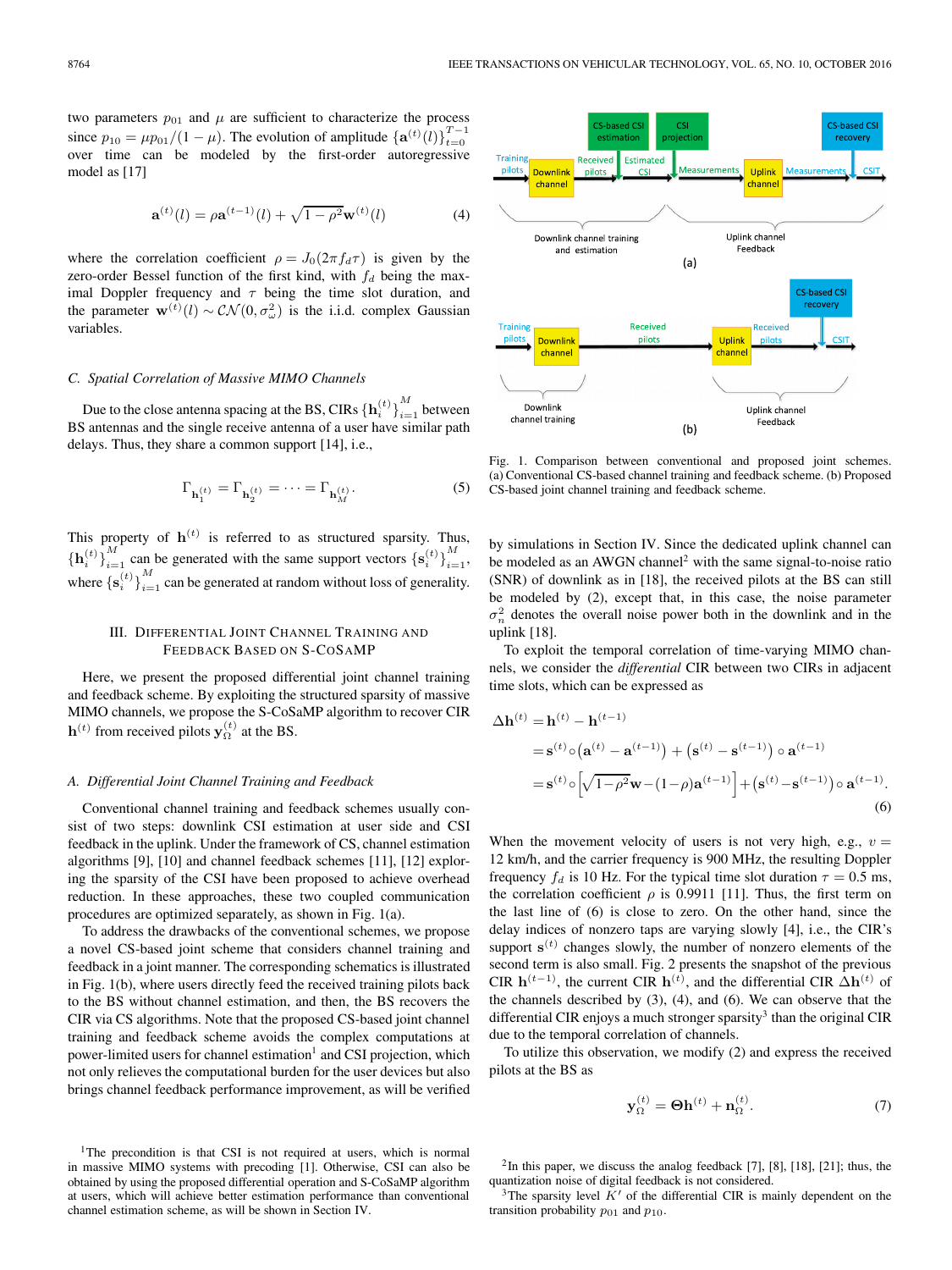two parameters $p_{01}$ and $\mu$ are sufficient to characterize the process since $p_{10} = \mu p_{01}/(1-\mu)$. The evolution of amplitude $\{\mathbf{a}^{(t)}(l)\}_{t=0}^{T-1}$ over time can be modeled by the first-order autoregressive model as [17]

$$\mathbf{a}^{(t)}(l) = \rho \mathbf{a}^{(t-1)}(l) + \sqrt{1-\rho^2}\mathbf{w}^{(t)}(l) \tag{4}$$

where the correlation coefficient $\rho = J_0(2\pi f_d \tau)$ is given by the zero-order Bessel function of the first kind, with $f_d$ being the maximal Doppler frequency and $\tau$ being the time slot duration, and the parameter $\mathbf{w}^{(t)}(l) \sim \mathcal{CN}(0, \sigma_\omega^2)$ is the i.i.d. complex Gaussian variables.

### C. Spatial Correlation of Massive MIMO Channels

Due to the close antenna spacing at the BS, CIRs $\{\mathbf{h}_i^{(t)}\}_{i=1}^M$ between BS antennas and the single receive antenna of a user have similar path delays. Thus, they share a common support [14], i.e.,

$$\Gamma_{\mathbf{h}_1^{(t)}} = \Gamma_{\mathbf{h}_2^{(t)}} = \cdots = \Gamma_{\mathbf{h}_M^{(t)}}. \tag{5}$$

This property of $\mathbf{h}^{(t)}$ is referred to as structured sparsity. Thus, $\{\mathbf{h}_i^{(t)}\}_{i=1}^M$ can be generated with the same support vectors $\{\mathbf{s}_i^{(t)}\}_{i=1}^M$, where $\{\mathbf{s}_i^{(t)}\}_{i=1}^M$ can be generated at random without loss of generality.

## III. Differential Joint Channel Training and Feedback Based on S-CoSaMP

Here, we present the proposed differential joint channel training and feedback scheme. By exploiting the structured sparsity of massive MIMO channels, we propose the S-CoSaMP algorithm to recover CIR $\mathbf{h}^{(t)}$ from received pilots $\mathbf{y}_\Omega^{(t)}$ at the BS.

### A. Differential Joint Channel Training and Feedback

Conventional channel training and feedback schemes usually consist of two steps: downlink CSI estimation at user side and CSI feedback in the uplink. Under the framework of CS, channel estimation algorithms [9], [10] and channel feedback schemes [11], [12] exploring the sparsity of the CSI have been proposed to achieve overhead reduction. In these approaches, these two coupled communication procedures are optimized separately, as shown in Fig. 1(a).

To address the drawbacks of the conventional schemes, we propose a novel CS-based joint scheme that considers channel training and feedback in a joint manner. The corresponding schematics is illustrated in Fig. 1(b), where users directly feed the received training pilots back to the BS without channel estimation, and then, the BS recovers the CIR via CS algorithms. Note that the proposed CS-based joint channel training and feedback scheme avoids the complex computations at power-limited users for channel estimation[1] and CSI projection, which not only relieves the computational burden for the user devices but also brings channel feedback performance improvement, as will be verified by simulations in Section IV. Since the dedicated uplink channel can be modeled as an AWGN channel[2] with the same signal-to-noise ratio (SNR) of downlink as in [18], the received pilots at the BS can still be modeled by (2), except that, in this case, the noise parameter $\sigma_n^2$ denotes the overall noise power both in the downlink and in the uplink [18].

[1]The precondition is that CSI is not required at users, which is normal in massive MIMO systems with precoding [1]. Otherwise, CSI can also be obtained by using the proposed differential operation and S-CoSaMP algorithm at users, which will achieve better estimation performance than conventional channel estimation scheme, as will be shown in Section IV.

Fig. 1. Comparison between conventional and proposed joint schemes. (a) Conventional CS-based channel training and feedback scheme. (b) Proposed CS-based joint channel training and feedback scheme.

To exploit the temporal correlation of time-varying MIMO channels, we consider the *differential* CIR between two CIRs in adjacent time slots, which can be expressed as

$$\begin{aligned}
\Delta\mathbf{h}^{(t)} &= \mathbf{h}^{(t)} - \mathbf{h}^{(t-1)} \\
&= \mathbf{s}^{(t)} \circ \left(\mathbf{a}^{(t)} - \mathbf{a}^{(t-1)}\right) + \left(\mathbf{s}^{(t)} - \mathbf{s}^{(t-1)}\right) \circ \mathbf{a}^{(t-1)} \\
&= \mathbf{s}^{(t)} \circ \left[\sqrt{1-\rho^2}\mathbf{w} - (1-\rho)\mathbf{a}^{(t-1)}\right] + \left(\mathbf{s}^{(t)} - \mathbf{s}^{(t-1)}\right) \circ \mathbf{a}^{(t-1)}.
\end{aligned} \tag{6}$$

When the movement velocity of users is not very high, e.g., $v = 12$ km/h, and the carrier frequency is 900 MHz, the resulting Doppler frequency $f_d$ is 10 Hz. For the typical time slot duration $\tau = 0.5$ ms, the correlation coefficient $\rho$ is 0.9911 [11]. Thus, the first term on the last line of (6) is close to zero. On the other hand, since the delay indices of nonzero taps are varying slowly [4], i.e., the CIR's support $\mathbf{s}^{(t)}$ changes slowly, the number of nonzero elements of the second term is also small. Fig. 2 presents the snapshot of the previous CIR $\mathbf{h}^{(t-1)}$, the current CIR $\mathbf{h}^{(t)}$, and the differential CIR $\Delta\mathbf{h}^{(t)}$ of the channels described by (3), (4), and (6). We can observe that the differential CIR enjoys a much stronger sparsity[3] than the original CIR due to the temporal correlation of channels.

To utilize this observation, we modify (2) and express the received pilots at the BS as

$$\mathbf{y}_\Omega^{(t)} = \mathbf{\Theta}\mathbf{h}^{(t)} + \mathbf{n}_\Omega^{(t)}. \tag{7}$$

[2]In this paper, we discuss the analog feedback [7], [8], [18], [21]; thus, the quantization noise of digital feedback is not considered.

[3]The sparsity level $K'$ of the differential CIR is mainly dependent on the transition probability $p_{01}$ and $p_{10}$.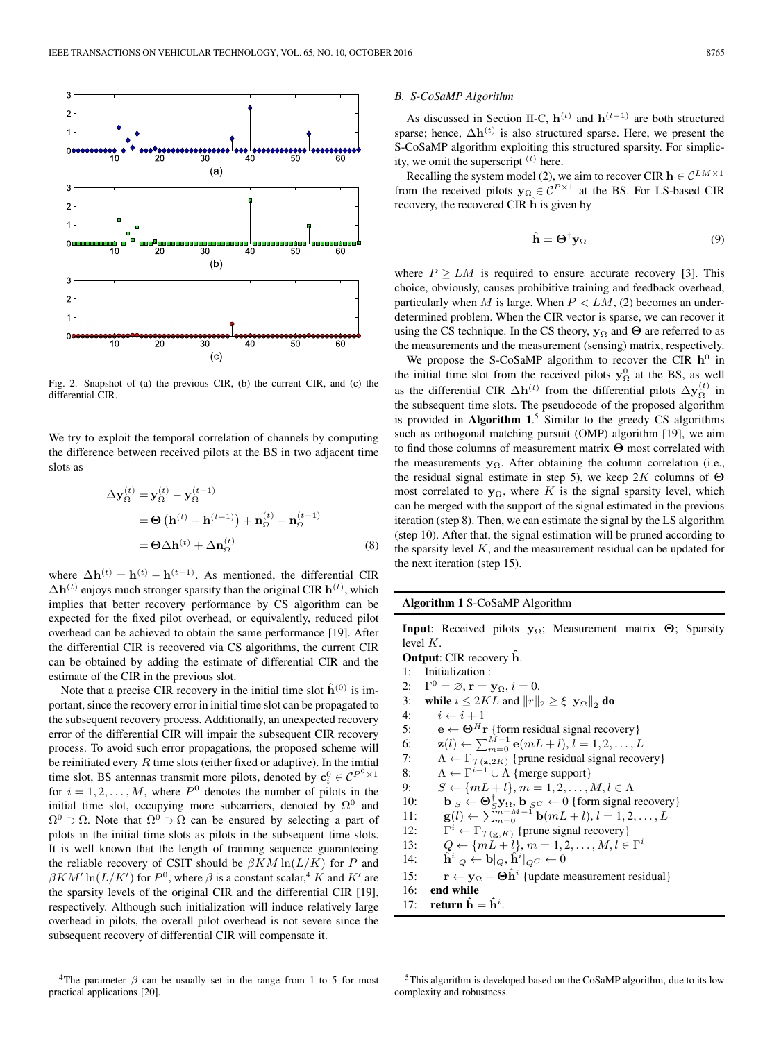Fig. 2. Snapshot of (a) the previous CIR, (b) the current CIR, and (c) the differential CIR.

We try to exploit the temporal correlation of channels by computing the difference between received pilots at the BS in two adjacent time slots as

$$\begin{aligned}\Delta \mathbf{y}_\Omega^{(t)} &= \mathbf{y}_\Omega^{(t)} - \mathbf{y}_\Omega^{(t-1)} \\ &= \boldsymbol{\Theta}\left(\mathbf{h}^{(t)} - \mathbf{h}^{(t-1)}\right) + \mathbf{n}_\Omega^{(t)} - \mathbf{n}_\Omega^{(t-1)} \\ &= \boldsymbol{\Theta}\Delta\mathbf{h}^{(t)} + \Delta\mathbf{n}_\Omega^{(t)} \end{aligned} \tag{8}$$

where $\Delta\mathbf{h}^{(t)} = \mathbf{h}^{(t)} - \mathbf{h}^{(t-1)}$. As mentioned, the differential CIR $\Delta\mathbf{h}^{(t)}$ enjoys much stronger sparsity than the original CIR $\mathbf{h}^{(t)}$, which implies that better recovery performance by CS algorithm can be expected for the fixed pilot overhead, or equivalently, reduced pilot overhead can be achieved to obtain the same performance [19]. After the differential CIR is recovered via CS algorithms, the current CIR can be obtained by adding the estimate of differential CIR and the estimate of the CIR in the previous slot.

Note that a precise CIR recovery in the initial time slot $\hat{\mathbf{h}}^{(0)}$ is important, since the recovery error in initial time slot can be propagated to the subsequent recovery process. Additionally, an unexpected recovery error of the differential CIR will impair the subsequent CIR recovery process. To avoid such error propagations, the proposed scheme will be reinitiated every $R$ time slots (either fixed or adaptive). In the initial time slot, BS antennas transmit more pilots, denoted by $\mathbf{c}_i^0 \in \mathcal{C}^{P^0 \times 1}$ for $i = 1, 2, \ldots, M$, where $P^0$ denotes the number of pilots in the initial time slot, occupying more subcarriers, denoted by $\Omega^0$ and $\Omega^0 \supset \Omega$. Note that $\Omega^0 \supset \Omega$ can be ensured by selecting a part of pilots in the initial time slots as pilots in the subsequent time slots. It is well known that the length of training sequence guaranteeing the reliable recovery of CSIT should be $\beta KM \ln(L/K)$ for $P$ and $\beta KM' \ln(L/K')$ for $P^0$, where $\beta$ is a constant scalar,[4] $K$ and $K'$ are the sparsity levels of the original CIR and the differential CIR [19], respectively. Although such initialization will induce relatively large overhead in pilots, the overall pilot overhead is not severe since the subsequent recovery of differential CIR will compensate it.

[4]The parameter $\beta$ can be usually set in the range from 1 to 5 for most practical applications [20].

### B. S-CoSaMP Algorithm

As discussed in Section II-C, $\mathbf{h}^{(t)}$ and $\mathbf{h}^{(t-1)}$ are both structured sparse; hence, $\Delta\mathbf{h}^{(t)}$ is also structured sparse. Here, we present the S-CoSaMP algorithm exploiting this structured sparsity. For simplicity, we omit the superscript $^{(t)}$ here.

Recalling the system model (2), we aim to recover CIR $\mathbf{h} \in \mathcal{C}^{LM \times 1}$ from the received pilots $\mathbf{y}_\Omega \in \mathcal{C}^{P \times 1}$ at the BS. For LS-based CIR recovery, the recovered CIR $\hat{\mathbf{h}}$ is given by

$$\hat{\mathbf{h}} = \boldsymbol{\Theta}^\dagger \mathbf{y}_\Omega \tag{9}$$

where $P \geq LM$ is required to ensure accurate recovery [3]. This choice, obviously, causes prohibitive training and feedback overhead, particularly when $M$ is large. When $P < LM$, (2) becomes an underdetermined problem. When the CIR vector is sparse, we can recover it using the CS technique. In the CS theory, $\mathbf{y}_\Omega$ and $\boldsymbol{\Theta}$ are referred to as the measurements and the measurement (sensing) matrix, respectively.

We propose the S-CoSaMP algorithm to recover the CIR $\mathbf{h}^0$ in the initial time slot from the received pilots $\mathbf{y}_\Omega^0$ at the BS, as well as the differential CIR $\Delta\mathbf{h}^{(t)}$ from the differential pilots $\Delta\mathbf{y}_\Omega^{(t)}$ in the subsequent time slots. The pseudocode of the proposed algorithm is provided in **Algorithm 1**.[5] Similar to the greedy CS algorithms such as orthogonal matching pursuit (OMP) algorithm [19], we aim to find those columns of measurement matrix $\boldsymbol{\Theta}$ most correlated with the measurements $\mathbf{y}_\Omega$. After obtaining the column correlation (i.e., the residual signal estimate in step 5), we keep $2K$ columns of $\boldsymbol{\Theta}$ most correlated to $\mathbf{y}_\Omega$, where $K$ is the signal sparsity level, which can be merged with the support of the signal estimated in the previous iteration (step 8). Then, we can estimate the signal by the LS algorithm (step 10). After that, the signal estimation will be pruned according to the sparsity level $K$, and the measurement residual can be updated for the next iteration (step 15).

**Algorithm 1** S-CoSaMP Algorithm

**Input**: Received pilots $\mathbf{y}_\Omega$; Measurement matrix $\boldsymbol{\Theta}$; Sparsity level $K$.
**Output**: CIR recovery $\hat{\mathbf{h}}$.

1: Initialization :
2: $\Gamma^0 = \varnothing$, $\mathbf{r} = \mathbf{y}_\Omega$, $i = 0$.
3: **while** $i \leq 2KL$ and $\|r\|_2 \geq \xi\|\mathbf{y}_\Omega\|_2$ **do**
4: $\quad i \leftarrow i + 1$
5: $\quad \mathbf{e} \leftarrow \boldsymbol{\Theta}^H \mathbf{r}$ {form residual signal recovery}
6: $\quad \mathbf{z}(l) \leftarrow \sum_{m=0}^{M-1} \mathbf{e}(mL + l), l = 1, 2, \ldots, L$
7: $\quad \Lambda \leftarrow \Gamma_{\mathcal{T}(\mathbf{z}, 2K)}$ {prune residual signal recovery}
8: $\quad \Lambda \leftarrow \Gamma^{i-1} \cup \Lambda$ {merge support}
9: $\quad S \leftarrow \{mL + l\}, m = 1, 2, \ldots, M, l \in \Lambda$
10: $\quad \mathbf{b}|_S \leftarrow \boldsymbol{\Theta}_S^\dagger \mathbf{y}_\Omega, \mathbf{b}|_{S^C} \leftarrow 0$ {form signal recovery}
11: $\quad \mathbf{g}(l) \leftarrow \sum_{m=0}^{m=M-1} \mathbf{b}(mL + l), l = 1, 2, \ldots, L$
12: $\quad \Gamma^i \leftarrow \Gamma_{\mathcal{T}(\mathbf{g}, K)}$ {prune signal recovery}
13: $\quad Q \leftarrow \{mL + l\}, m = 1, 2, \ldots, M, l \in \Gamma^i$
14: $\quad \hat{\mathbf{h}}^i|_Q \leftarrow \mathbf{b}|_Q, \hat{\mathbf{h}}^i|_{Q^C} \leftarrow 0$
15: $\quad \mathbf{r} \leftarrow \mathbf{y}_\Omega - \boldsymbol{\Theta}\hat{\mathbf{h}}^i$ {update measurement residual}
16: **end while**
17: **return** $\hat{\mathbf{h}} = \hat{\mathbf{h}}^i$.

[5]This algorithm is developed based on the CoSaMP algorithm, due to its low complexity and robustness.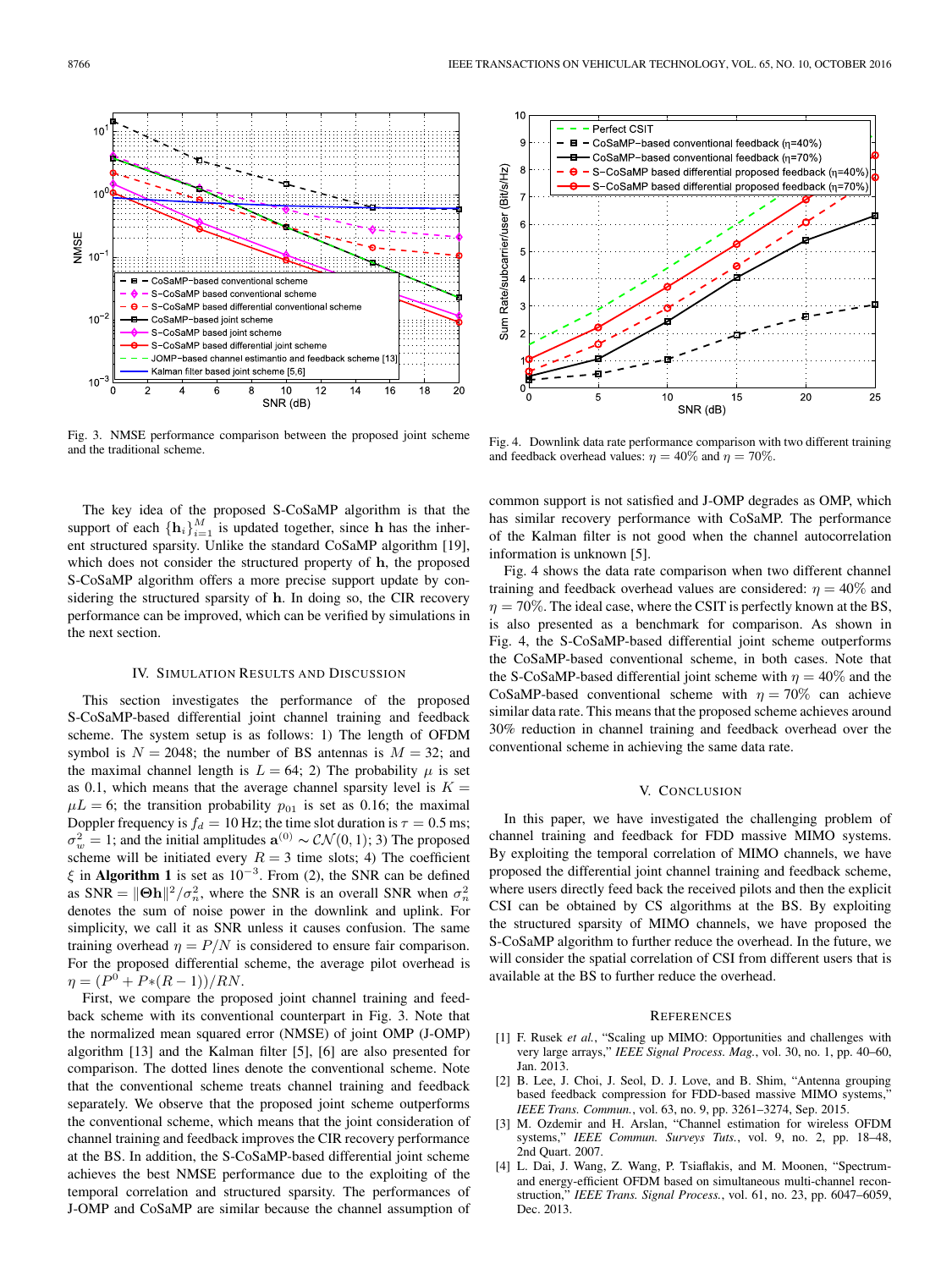Fig. 3. NMSE performance comparison between the proposed joint scheme and the traditional scheme.

Fig. 4. Downlink data rate performance comparison with two different training and feedback overhead values: $\eta = 40\%$ and $\eta = 70\%$.

The key idea of the proposed S-CoSaMP algorithm is that the support of each $\{\mathbf{h}_i\}_{i=1}^{M}$ is updated together, since $\mathbf{h}$ has the inherent structured sparsity. Unlike the standard CoSaMP algorithm [19], which does not consider the structured property of $\mathbf{h}$, the proposed S-CoSaMP algorithm offers a more precise support update by considering the structured sparsity of $\mathbf{h}$. In doing so, the CIR recovery performance can be improved, which can be verified by simulations in the next section.

## IV. Simulation Results and Discussion

This section investigates the performance of the proposed S-CoSaMP-based differential joint channel training and feedback scheme. The system setup is as follows: 1) The length of OFDM symbol is $N = 2048$; the number of BS antennas is $M = 32$; and the maximal channel length is $L = 64$; 2) The probability $\mu$ is set as 0.1, which means that the average channel sparsity level is $K = \mu L = 6$; the transition probability $p_{01}$ is set as 0.16; the maximal Doppler frequency is $f_d = 10$ Hz; the time slot duration is $\tau = 0.5$ ms; $\sigma_w^2 = 1$; and the initial amplitudes $\mathbf{a}^{(0)} \sim \mathcal{CN}(0, 1)$; 3) The proposed scheme will be initiated every $R = 3$ time slots; 4) The coefficient $\xi$ in **Algorithm 1** is set as $10^{-3}$. From (2), the SNR can be defined as $\text{SNR} = \|\mathbf{\Theta h}\|^2/\sigma_n^2$, where the SNR is an overall SNR when $\sigma_n^2$ denotes the sum of noise power in the downlink and uplink. For simplicity, we call it as SNR unless it causes confusion. The same training overhead $\eta = P/N$ is considered to ensure fair comparison. For the proposed differential scheme, the average pilot overhead is $\eta = (P^0 + P*(R-1))/RN$.

First, we compare the proposed joint channel training and feedback scheme with its conventional counterpart in Fig. 3. Note that the normalized mean squared error (NMSE) of joint OMP (J-OMP) algorithm [13] and the Kalman filter [5], [6] are also presented for comparison. The dotted lines denote the conventional scheme. Note that the conventional scheme treats channel training and feedback separately. We observe that the proposed joint scheme outperforms the conventional scheme, which means that the joint consideration of channel training and feedback improves the CIR recovery performance at the BS. In addition, the S-CoSaMP-based differential joint scheme achieves the best NMSE performance due to the exploiting of the temporal correlation and structured sparsity. The performances of J-OMP and CoSaMP are similar because the channel assumption of common support is not satisfied and J-OMP degrades as OMP, which has similar recovery performance with CoSaMP. The performance of the Kalman filter is not good when the channel autocorrelation information is unknown [5].

Fig. 4 shows the data rate comparison when two different channel training and feedback overhead values are considered: $\eta = 40\%$ and $\eta = 70\%$. The ideal case, where the CSIT is perfectly known at the BS, is also presented as a benchmark for comparison. As shown in Fig. 4, the S-CoSaMP-based differential joint scheme outperforms the CoSaMP-based conventional scheme, in both cases. Note that the S-CoSaMP-based differential joint scheme with $\eta = 40\%$ and the CoSaMP-based conventional scheme with $\eta = 70\%$ can achieve similar data rate. This means that the proposed scheme achieves around 30% reduction in channel training and feedback overhead over the conventional scheme in achieving the same data rate.

## V. Conclusion

In this paper, we have investigated the challenging problem of channel training and feedback for FDD massive MIMO systems. By exploiting the temporal correlation of MIMO channels, we have proposed the differential joint channel training and feedback scheme, where users directly feed back the received pilots and then the explicit CSI can be obtained by CS algorithms at the BS. By exploiting the structured sparsity of MIMO channels, we have proposed the S-CoSaMP algorithm to further reduce the overhead. In the future, we will consider the spatial correlation of CSI from different users that is available at the BS to further reduce the overhead.

## References

[1] F. Rusek *et al.*, "Scaling up MIMO: Opportunities and challenges with very large arrays," *IEEE Signal Process. Mag.*, vol. 30, no. 1, pp. 40–60, Jan. 2013.

[2] B. Lee, J. Choi, J. Seol, D. J. Love, and B. Shim, "Antenna grouping based feedback compression for FDD-based massive MIMO systems," *IEEE Trans. Commun.*, vol. 63, no. 9, pp. 3261–3274, Sep. 2015.

[3] M. Ozdemir and H. Arslan, "Channel estimation for wireless OFDM systems," *IEEE Commun. Surveys Tuts.*, vol. 9, no. 2, pp. 18–48, 2nd Quart. 2007.

[4] L. Dai, J. Wang, Z. Wang, P. Tsiaflakis, and M. Moonen, "Spectrum- and energy-efficient OFDM based on simultaneous multi-channel reconstruction," *IEEE Trans. Signal Process.*, vol. 61, no. 23, pp. 6047–6059, Dec. 2013.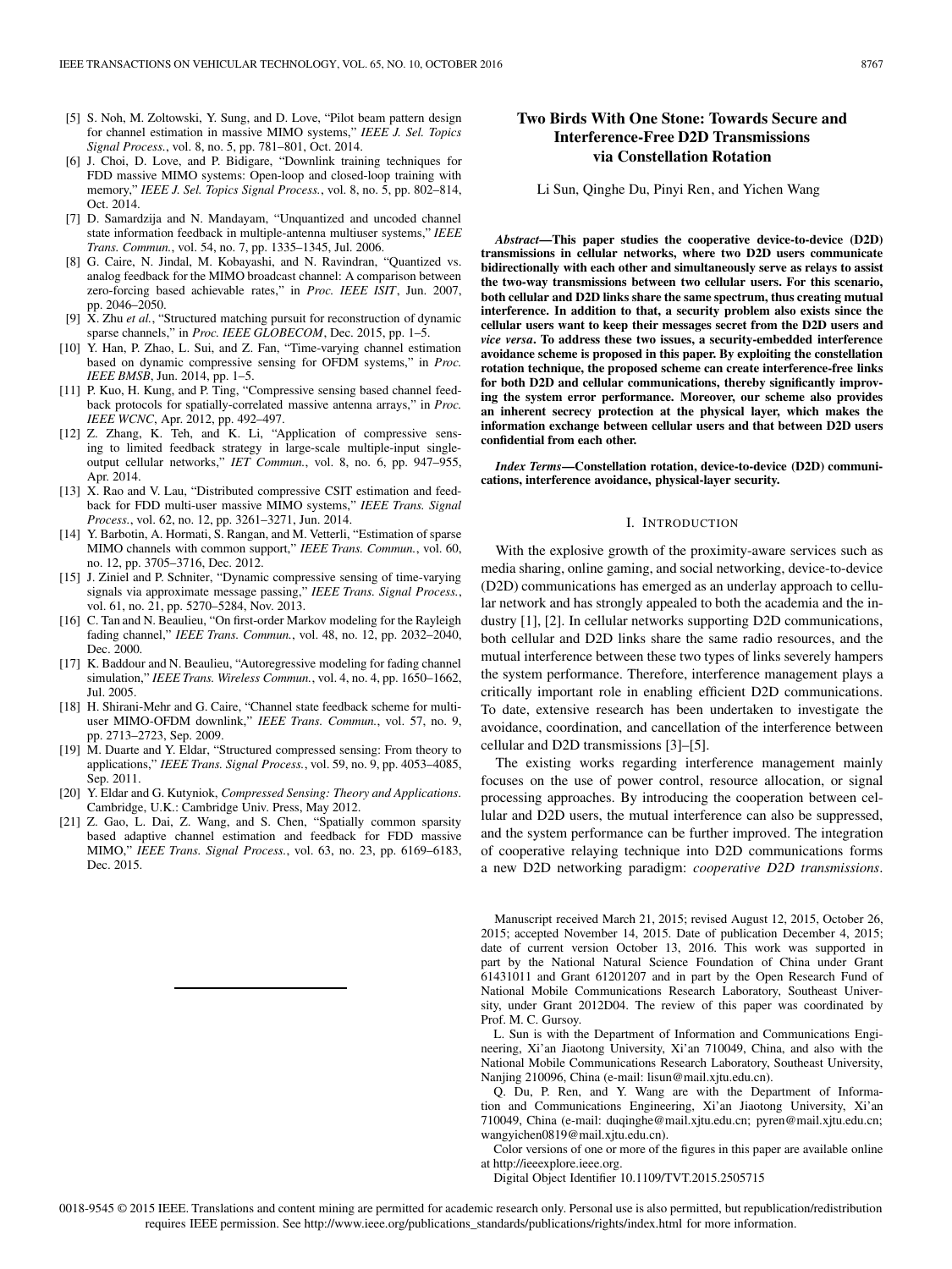[5] S. Noh, M. Zoltowski, Y. Sung, and D. Love, "Pilot beam pattern design for channel estimation in massive MIMO systems," *IEEE J. Sel. Topics Signal Process.*, vol. 8, no. 5, pp. 781–801, Oct. 2014.

[6] J. Choi, D. Love, and P. Bidigare, "Downlink training techniques for FDD massive MIMO systems: Open-loop and closed-loop training with memory," *IEEE J. Sel. Topics Signal Process.*, vol. 8, no. 5, pp. 802–814, Oct. 2014.

[7] D. Samardzija and N. Mandayam, "Unquantized and uncoded channel state information feedback in multiple-antenna multiuser systems," *IEEE Trans. Commun.*, vol. 54, no. 7, pp. 1335–1345, Jul. 2006.

[8] G. Caire, N. Jindal, M. Kobayashi, and N. Ravindran, "Quantized vs. analog feedback for the MIMO broadcast channel: A comparison between zero-forcing based achievable rates," in *Proc. IEEE ISIT*, Jun. 2007, pp. 2046–2050.

[9] X. Zhu *et al.*, "Structured matching pursuit for reconstruction of dynamic sparse channels," in *Proc. IEEE GLOBECOM*, Dec. 2015, pp. 1–5.

[10] Y. Han, P. Zhao, L. Sui, and Z. Fan, "Time-varying channel estimation based on dynamic compressive sensing for OFDM systems," in *Proc. IEEE BMSB*, Jun. 2014, pp. 1–5.

[11] P. Kuo, H. Kung, and P. Ting, "Compressive sensing based channel feedback protocols for spatially-correlated massive antenna arrays," in *Proc. IEEE WCNC*, Apr. 2012, pp. 492–497.

[12] Z. Zhang, K. Teh, and K. Li, "Application of compressive sensing to limited feedback strategy in large-scale multiple-input single-output cellular networks," *IET Commun.*, vol. 8, no. 6, pp. 947–955, Apr. 2014.

[13] X. Rao and V. Lau, "Distributed compressive CSIT estimation and feedback for FDD multi-user massive MIMO systems," *IEEE Trans. Signal Process.*, vol. 62, no. 12, pp. 3261–3271, Jun. 2014.

[14] Y. Barbotin, A. Hormati, S. Rangan, and M. Vetterli, "Estimation of sparse MIMO channels with common support," *IEEE Trans. Commun.*, vol. 60, no. 12, pp. 3705–3716, Dec. 2012.

[15] J. Ziniel and P. Schniter, "Dynamic compressive sensing of time-varying signals via approximate message passing," *IEEE Trans. Signal Process.*, vol. 61, no. 21, pp. 5270–5284, Nov. 2013.

[16] C. Tan and N. Beaulieu, "On first-order Markov modeling for the Rayleigh fading channel," *IEEE Trans. Commun.*, vol. 48, no. 12, pp. 2032–2040, Dec. 2000.

[17] K. Baddour and N. Beaulieu, "Autoregressive modeling for fading channel simulation," *IEEE Trans. Wireless Commun.*, vol. 4, no. 4, pp. 1650–1662, Jul. 2005.

[18] H. Shirani-Mehr and G. Caire, "Channel state feedback scheme for multiuser MIMO-OFDM downlink," *IEEE Trans. Commun.*, vol. 57, no. 9, pp. 2713–2723, Sep. 2009.

[19] M. Duarte and Y. Eldar, "Structured compressed sensing: From theory to applications," *IEEE Trans. Signal Process.*, vol. 59, no. 9, pp. 4053–4085, Sep. 2011.

[20] Y. Eldar and G. Kutyniok, *Compressed Sensing: Theory and Applications*. Cambridge, U.K.: Cambridge Univ. Press, May 2012.

[21] Z. Gao, L. Dai, Z. Wang, and S. Chen, "Spatially common sparsity based adaptive channel estimation and feedback for FDD massive MIMO," *IEEE Trans. Signal Process.*, vol. 63, no. 23, pp. 6169–6183, Dec. 2015.

# Two Birds With One Stone: Towards Secure and Interference-Free D2D Transmissions via Constellation Rotation

Li Sun, Qinghe Du, Pinyi Ren, and Yichen Wang

***Abstract*—This paper studies the cooperative device-to-device (D2D) transmissions in cellular networks, where two D2D users communicate bidirectionally with each other and simultaneously serve as relays to assist the two-way transmissions between two cellular users. For this scenario, both cellular and D2D links share the same spectrum, thus creating mutual interference. In addition to that, a security problem also exists since the cellular users want to keep their messages secret from the D2D users and *vice versa*. To address these two issues, a security-embedded interference avoidance scheme is proposed in this paper. By exploiting the constellation rotation technique, the proposed scheme can create interference-free links for both D2D and cellular communications, thereby significantly improving the system error performance. Moreover, our scheme also provides an inherent secrecy protection at the physical layer, which makes the information exchange between cellular users and that between D2D users confidential from each other.**

***Index Terms*—Constellation rotation, device-to-device (D2D) communications, interference avoidance, physical-layer security.**

## I. Introduction

With the explosive growth of the proximity-aware services such as media sharing, online gaming, and social networking, device-to-device (D2D) communications has emerged as an underlay approach to cellular network and has strongly appealed to both the academia and the industry [1], [2]. In cellular networks supporting D2D communications, both cellular and D2D links share the same radio resources, and the mutual interference between these two types of links severely hampers the system performance. Therefore, interference management plays a critically important role in enabling efficient D2D communications. To date, extensive research has been undertaken to investigate the avoidance, coordination, and cancellation of the interference between cellular and D2D transmissions [3]–[5].

The existing works regarding interference management mainly focuses on the use of power control, resource allocation, or signal processing approaches. By introducing the cooperation between cellular and D2D users, the mutual interference can also be suppressed, and the system performance can be further improved. The integration of cooperative relaying technique into D2D communications forms a new D2D networking paradigm: *cooperative D2D transmissions*.

Manuscript received March 21, 2015; revised August 12, 2015, October 26, 2015; accepted November 14, 2015. Date of publication December 4, 2015; date of current version October 13, 2016. This work was supported in part by the National Natural Science Foundation of China under Grant 61431011 and Grant 61201207 and in part by the Open Research Fund of National Mobile Communications Research Laboratory, Southeast University, under Grant 2012D04. The review of this paper was coordinated by Prof. M. C. Gursoy.

L. Sun is with the Department of Information and Communications Engineering, Xi'an Jiaotong University, Xi'an 710049, China, and also with the National Mobile Communications Research Laboratory, Southeast University, Nanjing 210096, China (e-mail: lisun@mail.xjtu.edu.cn).

Q. Du, P. Ren, and Y. Wang are with the Department of Information and Communications Engineering, Xi'an Jiaotong University, Xi'an 710049, China (e-mail: duqinghe@mail.xjtu.edu.cn; pyren@mail.xjtu.edu.cn; wangyichen0819@mail.xjtu.edu.cn).

Color versions of one or more of the figures in this paper are available online at http://ieeexplore.ieee.org.

Digital Object Identifier 10.1109/TVT.2015.2505715